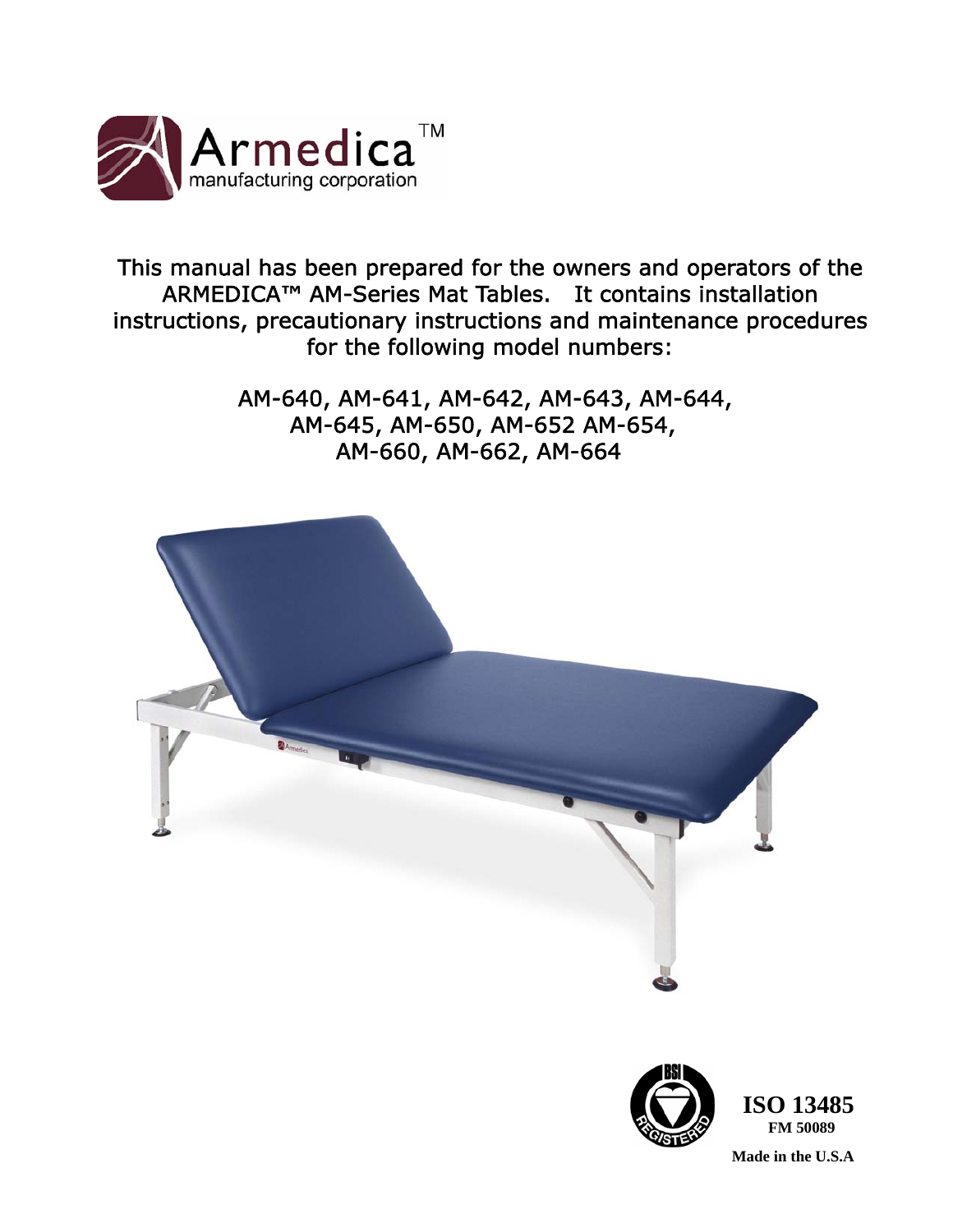Armedica™
manufacturing corporation

This manual has been prepared for the owners and operators of the ARMEDICA™ AM-Series Mat Tables. It contains installation instructions, precautionary instructions and maintenance procedures for the following model numbers:

AM-640, AM-641, AM-642, AM-643, AM-644,
AM-645, AM-650, AM-652 AM-654,
AM-660, AM-662, AM-664

**ISO 13485**
**FM 50089**

**Made in the U.S.A**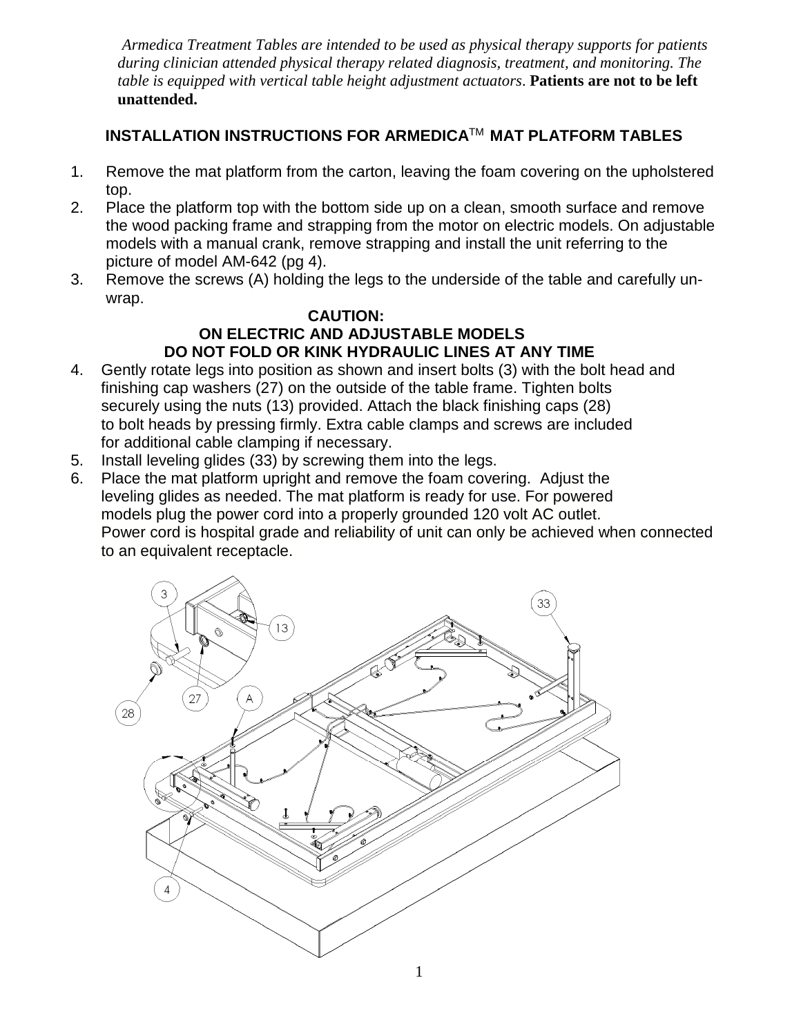*Armedica Treatment Tables are intended to be used as physical therapy supports for patients during clinician attended physical therapy related diagnosis, treatment, and monitoring. The table is equipped with vertical table height adjustment actuators.* **Patients are not to be left unattended.**

## INSTALLATION INSTRUCTIONS FOR ARMEDICA™ MAT PLATFORM TABLES

1. Remove the mat platform from the carton, leaving the foam covering on the upholstered top.
2. Place the platform top with the bottom side up on a clean, smooth surface and remove the wood packing frame and strapping from the motor on electric models. On adjustable models with a manual crank, remove strapping and install the unit referring to the picture of model AM-642 (pg 4).
3. Remove the screws (A) holding the legs to the underside of the table and carefully un-wrap.

**CAUTION:**
**ON ELECTRIC AND ADJUSTABLE MODELS**
**DO NOT FOLD OR KINK HYDRAULIC LINES AT ANY TIME**

4. Gently rotate legs into position as shown and insert bolts (3) with the bolt head and finishing cap washers (27) on the outside of the table frame. Tighten bolts securely using the nuts (13) provided. Attach the black finishing caps (28) to bolt heads by pressing firmly. Extra cable clamps and screws are included for additional cable clamping if necessary.
5. Install leveling glides (33) by screwing them into the legs.
6. Place the mat platform upright and remove the foam covering. Adjust the leveling glides as needed. The mat platform is ready for use. For powered models plug the power cord into a properly grounded 120 volt AC outlet. Power cord is hospital grade and reliability of unit can only be achieved when connected to an equivalent receptacle.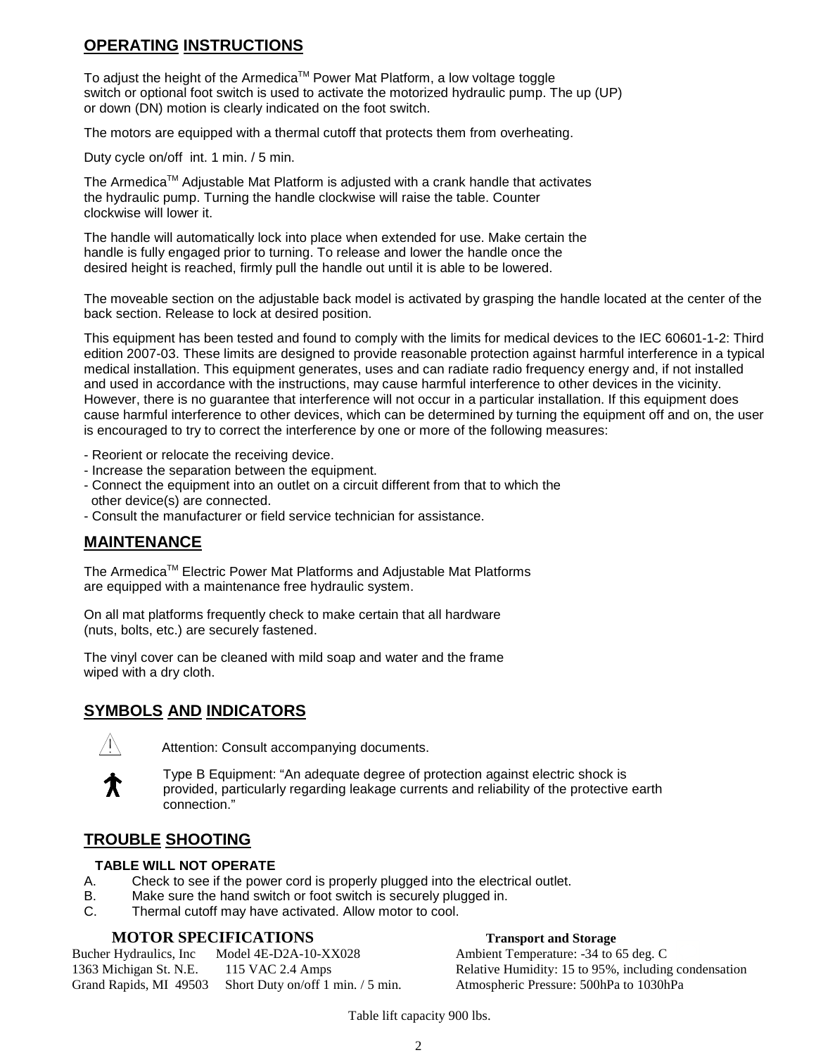## OPERATING INSTRUCTIONS

To adjust the height of the Armedica[TM] Power Mat Platform, a low voltage toggle switch or optional foot switch is used to activate the motorized hydraulic pump. The up (UP) or down (DN) motion is clearly indicated on the foot switch.

The motors are equipped with a thermal cutoff that protects them from overheating.

Duty cycle on/off int. 1 min. / 5 min.

The Armedica[TM] Adjustable Mat Platform is adjusted with a crank handle that activates the hydraulic pump. Turning the handle clockwise will raise the table. Counter clockwise will lower it.

The handle will automatically lock into place when extended for use. Make certain the handle is fully engaged prior to turning. To release and lower the handle once the desired height is reached, firmly pull the handle out until it is able to be lowered.

The moveable section on the adjustable back model is activated by grasping the handle located at the center of the back section. Release to lock at desired position.

This equipment has been tested and found to comply with the limits for medical devices to the IEC 60601-1-2: Third edition 2007-03. These limits are designed to provide reasonable protection against harmful interference in a typical medical installation. This equipment generates, uses and can radiate radio frequency energy and, if not installed and used in accordance with the instructions, may cause harmful interference to other devices in the vicinity. However, there is no guarantee that interference will not occur in a particular installation. If this equipment does cause harmful interference to other devices, which can be determined by turning the equipment off and on, the user is encouraged to try to correct the interference by one or more of the following measures:

- Reorient or relocate the receiving device.
- Increase the separation between the equipment.
- Connect the equipment into an outlet on a circuit different from that to which the other device(s) are connected.
- Consult the manufacturer or field service technician for assistance.

## MAINTENANCE

The Armedica[TM] Electric Power Mat Platforms and Adjustable Mat Platforms are equipped with a maintenance free hydraulic system.

On all mat platforms frequently check to make certain that all hardware (nuts, bolts, etc.) are securely fastened.

The vinyl cover can be cleaned with mild soap and water and the frame wiped with a dry cloth.

## SYMBOLS AND INDICATORS

⚠ Attention: Consult accompanying documents.

Type B Equipment: "An adequate degree of protection against electric shock is provided, particularly regarding leakage currents and reliability of the protective earth connection."

## TROUBLE SHOOTING

**TABLE WILL NOT OPERATE**

A. Check to see if the power cord is properly plugged into the electrical outlet.
B. Make sure the hand switch or foot switch is securely plugged in.
C. Thermal cutoff may have activated. Allow motor to cool.

**MOTOR SPECIFICATIONS**

Bucher Hydraulics, Inc — Model 4E-D2A-10-XX028
1363 Michigan St. N.E. — 115 VAC 2.4 Amps
Grand Rapids, MI 49503 — Short Duty on/off 1 min. / 5 min.

**Transport and Storage**

Ambient Temperature: -34 to 65 deg. C
Relative Humidity: 15 to 95%, including condensation
Atmospheric Pressure: 500hPa to 1030hPa

Table lift capacity 900 lbs.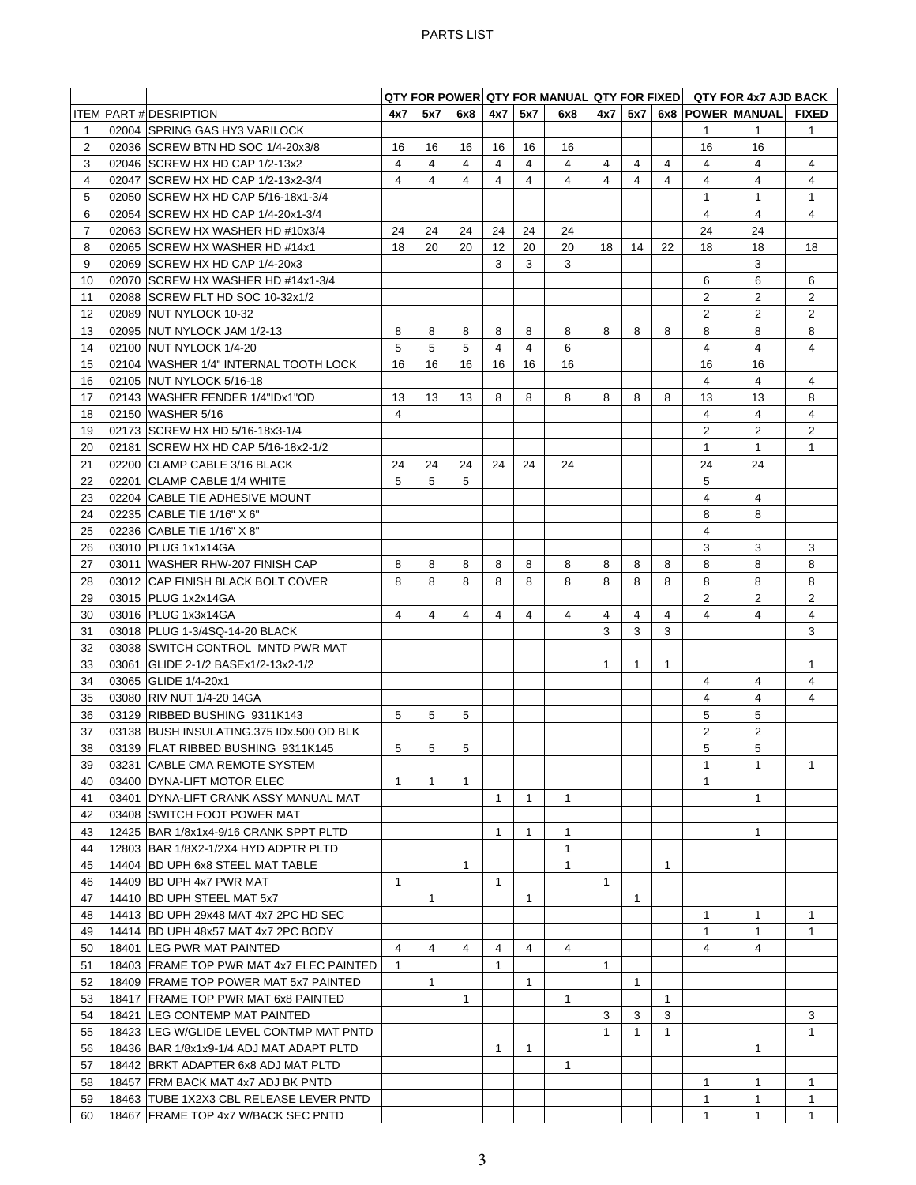PARTS LIST

| | | | QTY FOR POWER | | | QTY FOR MANUAL | | | QTY FOR FIXED | | | QTY FOR 4x7 AJD BACK | | |
|---|---|---|---|---|---|---|---|---|---|---|---|---|---|---|
| ITEM | PART # | DESRIPTION | 4x7 | 5x7 | 6x8 | 4x7 | 5x7 | 6x8 | 4x7 | 5x7 | 6x8 | POWER | MANUAL | FIXED |
| 1 | 02004 | SPRING GAS HY3 VARILOCK | | | | | | | | | | 1 | 1 | 1 |
| 2 | 02036 | SCREW BTN HD SOC 1/4-20x3/8 | 16 | 16 | 16 | 16 | 16 | 16 | | | | 16 | 16 | |
| 3 | 02046 | SCREW HX HD CAP 1/2-13x2 | 4 | 4 | 4 | 4 | 4 | 4 | 4 | 4 | 4 | 4 | 4 | 4 |
| 4 | 02047 | SCREW HX HD CAP 1/2-13x2-3/4 | 4 | 4 | 4 | 4 | 4 | 4 | 4 | 4 | 4 | 4 | 4 | 4 |
| 5 | 02050 | SCREW HX HD CAP 5/16-18x1-3/4 | | | | | | | | | | 1 | 1 | 1 |
| 6 | 02054 | SCREW HX HD CAP 1/4-20x1-3/4 | | | | | | | | | | 4 | 4 | 4 |
| 7 | 02063 | SCREW HX WASHER HD #10x3/4 | 24 | 24 | 24 | 24 | 24 | 24 | | | | 24 | 24 | |
| 8 | 02065 | SCREW HX WASHER HD #14x1 | 18 | 20 | 20 | 12 | 20 | 20 | 18 | 14 | 22 | 18 | 18 | 18 |
| 9 | 02069 | SCREW HX HD CAP 1/4-20x3 | | | | 3 | 3 | 3 | | | | | 3 | |
| 10 | 02070 | SCREW HX WASHER HD #14x1-3/4 | | | | | | | | | | 6 | 6 | 6 |
| 11 | 02088 | SCREW FLT HD SOC 10-32x1/2 | | | | | | | | | | 2 | 2 | 2 |
| 12 | 02089 | NUT NYLOCK 10-32 | | | | | | | | | | 2 | 2 | 2 |
| 13 | 02095 | NUT NYLOCK JAM 1/2-13 | 8 | 8 | 8 | 8 | 8 | 8 | 8 | 8 | 8 | 8 | 8 | 8 |
| 14 | 02100 | NUT NYLOCK 1/4-20 | 5 | 5 | 5 | 4 | 4 | 6 | | | | 4 | 4 | 4 |
| 15 | 02104 | WASHER 1/4" INTERNAL TOOTH LOCK | 16 | 16 | 16 | 16 | 16 | 16 | | | | 16 | 16 | |
| 16 | 02105 | NUT NYLOCK 5/16-18 | | | | | | | | | | 4 | 4 | 4 |
| 17 | 02143 | WASHER FENDER 1/4"IDx1"OD | 13 | 13 | 13 | 8 | 8 | 8 | 8 | 8 | 8 | 13 | 13 | 8 |
| 18 | 02150 | WASHER 5/16 | 4 | | | | | | | | | 4 | 4 | 4 |
| 19 | 02173 | SCREW HX HD 5/16-18x3-1/4 | | | | | | | | | | 2 | 2 | 2 |
| 20 | 02181 | SCREW HX HD CAP 5/16-18x2-1/2 | | | | | | | | | | 1 | 1 | 1 |
| 21 | 02200 | CLAMP CABLE 3/16 BLACK | 24 | 24 | 24 | 24 | 24 | 24 | | | | 24 | 24 | |
| 22 | 02201 | CLAMP CABLE 1/4 WHITE | 5 | 5 | 5 | | | | | | | 5 | | |
| 23 | 02204 | CABLE TIE ADHESIVE MOUNT | | | | | | | | | | 4 | 4 | |
| 24 | 02235 | CABLE TIE 1/16" X 6" | | | | | | | | | | 8 | 8 | |
| 25 | 02236 | CABLE TIE 1/16" X 8" | | | | | | | | | | 4 | | |
| 26 | 03010 | PLUG 1x1x14GA | | | | | | | | | | 3 | 3 | 3 |
| 27 | 03011 | WASHER RHW-207 FINISH CAP | 8 | 8 | 8 | 8 | 8 | 8 | 8 | 8 | 8 | 8 | 8 | 8 |
| 28 | 03012 | CAP FINISH BLACK BOLT COVER | 8 | 8 | 8 | 8 | 8 | 8 | 8 | 8 | 8 | 8 | 8 | 8 |
| 29 | 03015 | PLUG 1x2x14GA | | | | | | | | | | 2 | 2 | 2 |
| 30 | 03016 | PLUG 1x3x14GA | 4 | 4 | 4 | 4 | 4 | 4 | 4 | 4 | 4 | 4 | 4 | 4 |
| 31 | 03018 | PLUG 1-3/4SQ-14-20 BLACK | | | | | | | 3 | 3 | 3 | | | 3 |
| 32 | 03038 | SWITCH CONTROL MNTD PWR MAT | | | | | | | | | | | | |
| 33 | 03061 | GLIDE 2-1/2 BASEx1/2-13x2-1/2 | | | | | | | 1 | 1 | 1 | | | 1 |
| 34 | 03065 | GLIDE 1/4-20x1 | | | | | | | | | | 4 | 4 | 4 |
| 35 | 03080 | RIV NUT 1/4-20 14GA | | | | | | | | | | 4 | 4 | 4 |
| 36 | 03129 | RIBBED BUSHING 9311K143 | 5 | 5 | 5 | | | | | | | 5 | 5 | |
| 37 | 03138 | BUSH INSULATING.375 IDx.500 OD BLK | | | | | | | | | | 2 | 2 | |
| 38 | 03139 | FLAT RIBBED BUSHING 9311K145 | 5 | 5 | 5 | | | | | | | 5 | 5 | |
| 39 | 03231 | CABLE CMA REMOTE SYSTEM | | | | | | | | | | 1 | 1 | 1 |
| 40 | 03400 | DYNA-LIFT MOTOR ELEC | 1 | 1 | 1 | | | | | | | 1 | | |
| 41 | 03401 | DYNA-LIFT CRANK ASSY MANUAL MAT | | | | 1 | 1 | 1 | | | | | 1 | |
| 42 | 03408 | SWITCH FOOT POWER MAT | | | | | | | | | | | | |
| 43 | 12425 | BAR 1/8x1x4-9/16 CRANK SPPT PLTD | | | | 1 | 1 | 1 | | | | | 1 | |
| 44 | 12803 | BAR 1/8X2-1/2X4 HYD ADPTR PLTD | | | | | | 1 | | | | | | |
| 45 | 14404 | BD UPH 6x8 STEEL MAT TABLE | | | 1 | | | 1 | | | 1 | | | |
| 46 | 14409 | BD UPH 4x7 PWR MAT | 1 | | | 1 | | | 1 | | | | | |
| 47 | 14410 | BD UPH STEEL MAT 5x7 | | 1 | | | 1 | | | 1 | | | | |
| 48 | 14413 | BD UPH 29x48 MAT 4x7 2PC HD SEC | | | | | | | | | | 1 | 1 | 1 |
| 49 | 14414 | BD UPH 48x57 MAT 4x7 2PC BODY | | | | | | | | | | 1 | 1 | 1 |
| 50 | 18401 | LEG PWR MAT PAINTED | 4 | 4 | 4 | 4 | 4 | 4 | | | | 4 | 4 | |
| 51 | 18403 | FRAME TOP PWR MAT 4x7 ELEC PAINTED | 1 | | | 1 | | | 1 | | | | | |
| 52 | 18409 | FRAME TOP POWER MAT 5x7 PAINTED | | 1 | | | 1 | | | 1 | | | | |
| 53 | 18417 | FRAME TOP PWR MAT 6x8 PAINTED | | | 1 | | | 1 | | | 1 | | | |
| 54 | 18421 | LEG CONTEMP MAT PAINTED | | | | | | | 3 | 3 | 3 | | | 3 |
| 55 | 18423 | LEG W/GLIDE LEVEL CONTMP MAT PNTD | | | | | | | 1 | 1 | 1 | | | 1 |
| 56 | 18436 | BAR 1/8x1x9-1/4 ADJ MAT ADAPT PLTD | | | | 1 | 1 | | | | | | 1 | |
| 57 | 18442 | BRKT ADAPTER 6x8 ADJ MAT PLTD | | | | | | 1 | | | | | | |
| 58 | 18457 | FRM BACK MAT 4x7 ADJ BK PNTD | | | | | | | | | | 1 | 1 | 1 |
| 59 | 18463 | TUBE 1X2X3 CBL RELEASE LEVER PNTD | | | | | | | | | | 1 | 1 | 1 |
| 60 | 18467 | FRAME TOP 4x7 W/BACK SEC PNTD | | | | | | | | | | 1 | 1 | 1 |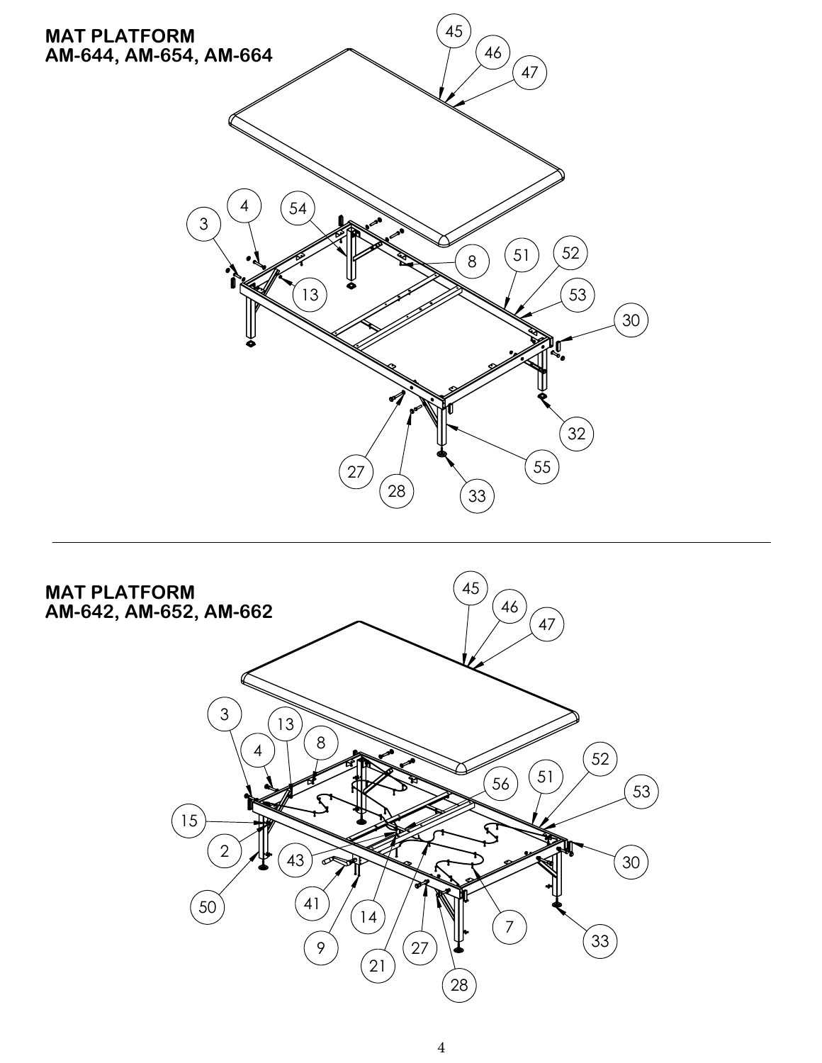## MAT PLATFORM
## AM-644, AM-654, AM-664

## MAT PLATFORM
## AM-642, AM-652, AM-662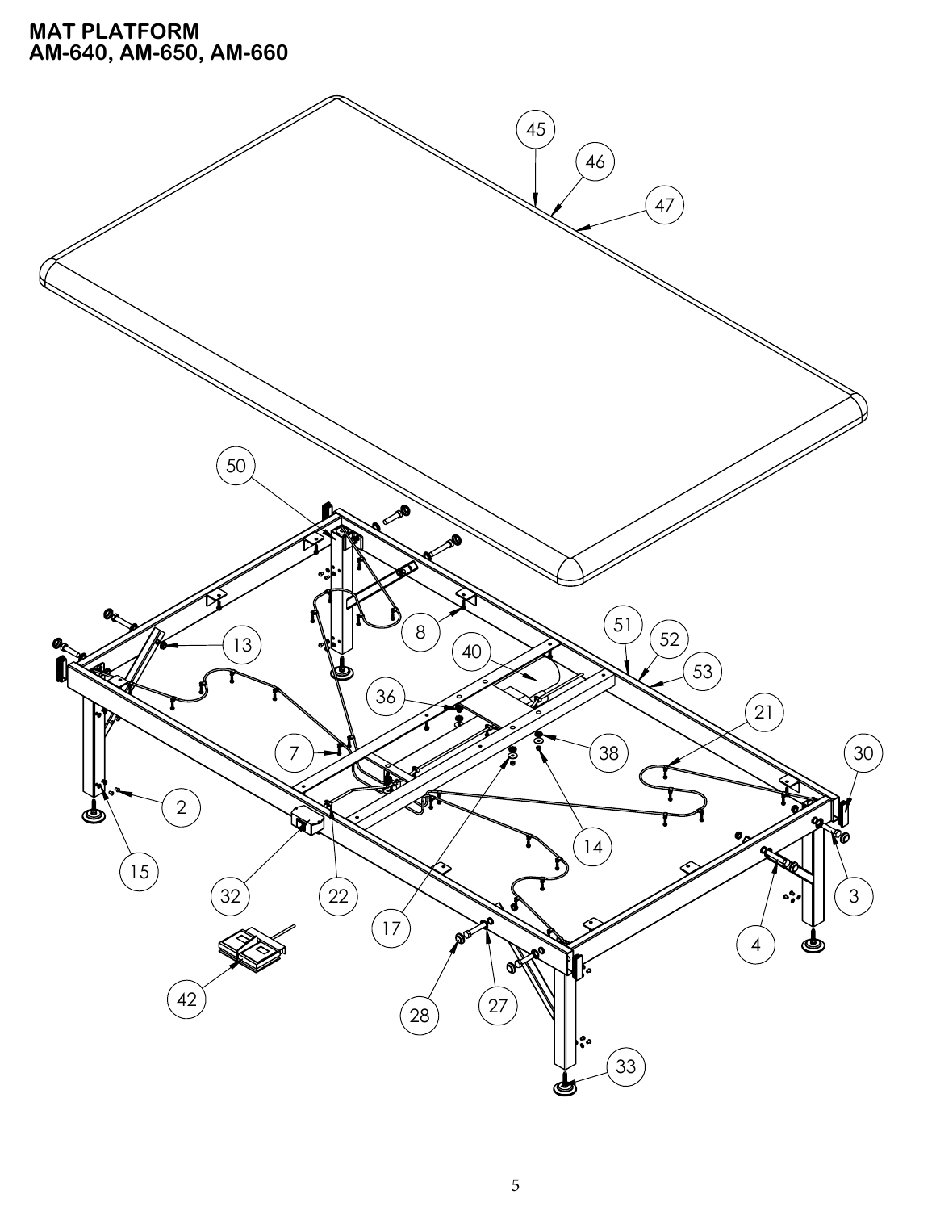# MAT PLATFORM
## AM-640, AM-650, AM-660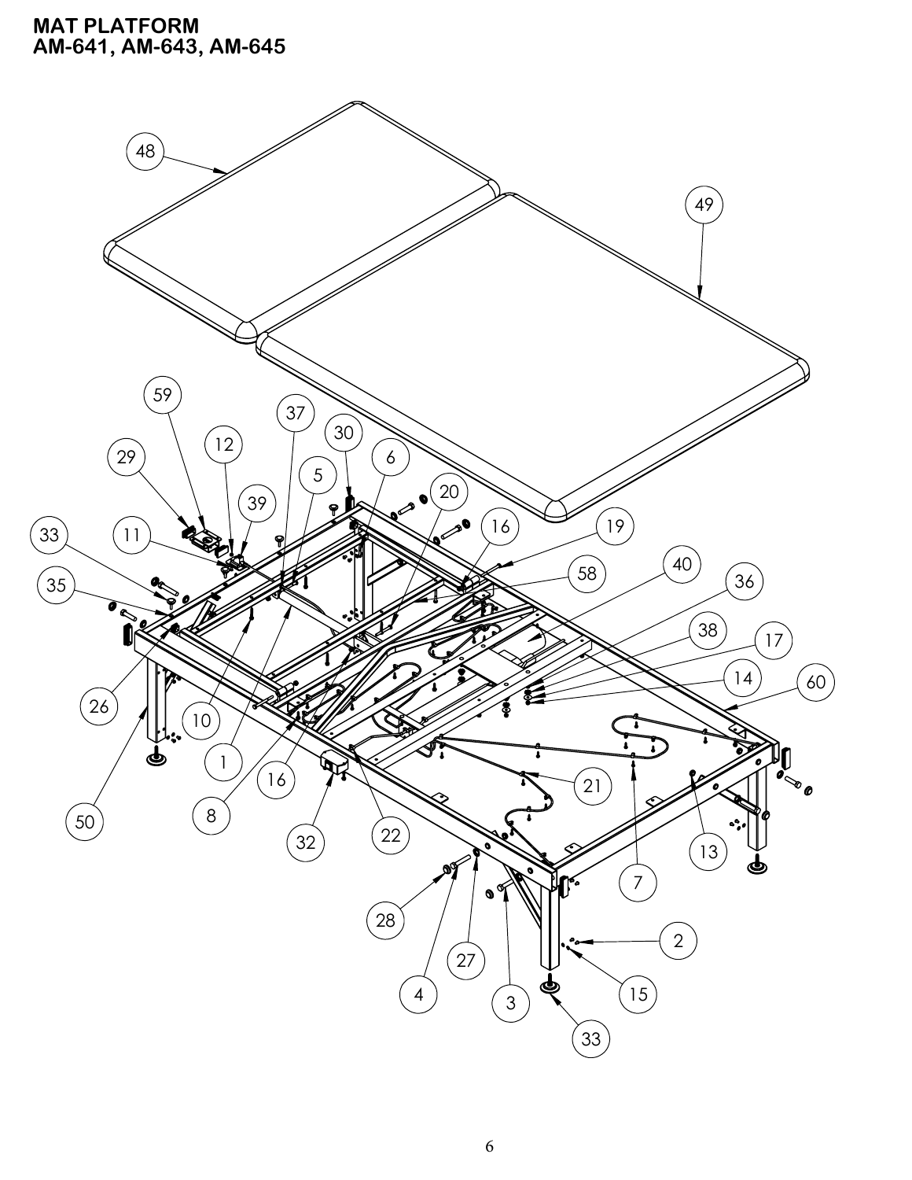# MAT PLATFORM
# AM-641, AM-643, AM-645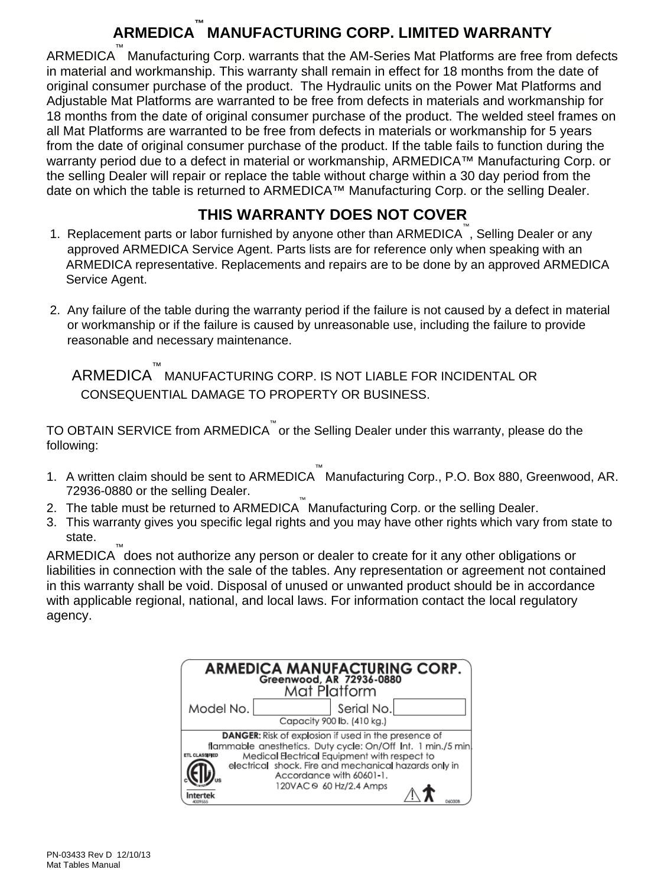# ARMEDICA™ MANUFACTURING CORP. LIMITED WARRANTY

ARMEDICA™ Manufacturing Corp. warrants that the AM-Series Mat Platforms are free from defects in material and workmanship. This warranty shall remain in effect for 18 months from the date of original consumer purchase of the product. The Hydraulic units on the Power Mat Platforms and Adjustable Mat Platforms are warranted to be free from defects in materials and workmanship for 18 months from the date of original consumer purchase of the product. The welded steel frames on all Mat Platforms are warranted to be free from defects in materials or workmanship for 5 years from the date of original consumer purchase of the product. If the table fails to function during the warranty period due to a defect in material or workmanship, ARMEDICA™ Manufacturing Corp. or the selling Dealer will repair or replace the table without charge within a 30 day period from the date on which the table is returned to ARMEDICA™ Manufacturing Corp. or the selling Dealer.

## THIS WARRANTY DOES NOT COVER

1. Replacement parts or labor furnished by anyone other than ARMEDICA™, Selling Dealer or any approved ARMEDICA Service Agent. Parts lists are for reference only when speaking with an ARMEDICA representative. Replacements and repairs are to be done by an approved ARMEDICA Service Agent.

2. Any failure of the table during the warranty period if the failure is not caused by a defect in material or workmanship or if the failure is caused by unreasonable use, including the failure to provide reasonable and necessary maintenance.

ARMEDICA™ MANUFACTURING CORP. IS NOT LIABLE FOR INCIDENTAL OR CONSEQUENTIAL DAMAGE TO PROPERTY OR BUSINESS.

TO OBTAIN SERVICE from ARMEDICA™ or the Selling Dealer under this warranty, please do the following:

1. A written claim should be sent to ARMEDICA™ Manufacturing Corp., P.O. Box 880, Greenwood, AR. 72936-0880 or the selling Dealer.
2. The table must be returned to ARMEDICA™ Manufacturing Corp. or the selling Dealer.
3. This warranty gives you specific legal rights and you may have other rights which vary from state to state.

ARMEDICA™ does not authorize any person or dealer to create for it any other obligations or liabilities in connection with the sale of the tables. Any representation or agreement not contained in this warranty shall be void. Disposal of unused or unwanted product should be in accordance with applicable regional, national, and local laws. For information contact the local regulatory agency.

**ARMEDICA MANUFACTURING CORP.**
**Greenwood, AR 72936-0880**
Mat Platform

Model No. Serial No.

Capacity 900 lb. (410 kg.)

**DANGER:** Risk of explosion if used in the presence of flammable anesthetics. Duty cycle: On/Off Int. 1 min./5 min. Medical Electrical Equipment with respect to electrical shock. Fire and mechanical hazards only in Accordance with 60601-1.
120VAC 60 Hz/2.4 Amps

ETL CLASSIFIED
Intertek
4009555

D60308

PN-03433 Rev D 12/10/13
Mat Tables Manual